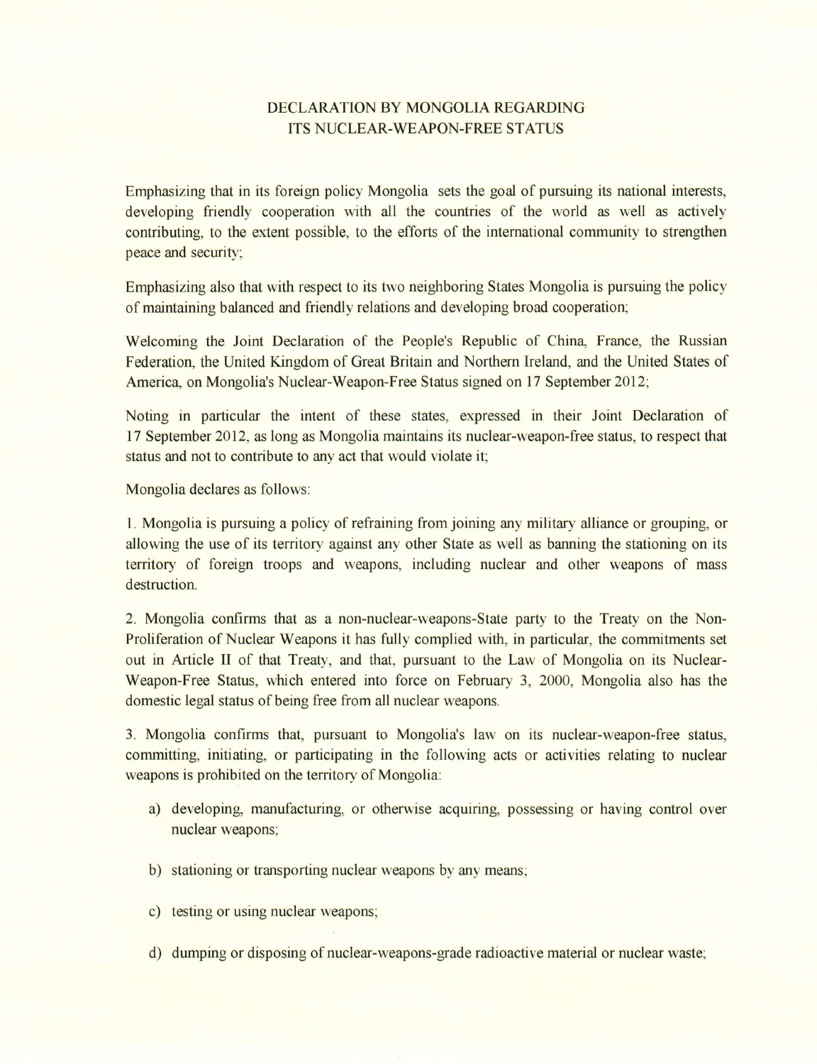# DECLARATION BY MONGOLIA REGARDING ITS NUCLEAR-WEAPON-FREE STATUS

Emphasizing that in its foreign policy Mongolia sets the goal of pursuing its national interests, developing friendly cooperation with all the countries of the world as well as actively contributing, to the extent possible, to the efforts of the international community to strengthen peace and security;

Emphasizing also that with respect to its two neighboring States Mongolia is pursuing the policy of maintaining balanced and friendly relations and developing broad cooperation;

Welcoming the Joint Declaration of the People's Republic of China, France, the Russian Federation, the United Kingdom of Great Britain and Northern Ireland, and the United States of America, on Mongolia's Nuclear-Weapon-Free Status signed on 17 September 2012;

Noting in particular the intent of these states, expressed in their Joint Declaration of 17 September 2012, as long as Mongolia maintains its nuclear-weapon-free status, to respect that status and not to contribute to any act that would violate it;

Mongolia declares as follows:

1. Mongolia is pursuing a policy of refraining from joining any military alliance or grouping, or allowing the use of its territory against any other State as well as banning the stationing on its territory of foreign troops and weapons, including nuclear and other weapons of mass destruction.

2. Mongolia confirms that as a non-nuclear-weapons-State party to the Treaty on the Non-Proliferation of Nuclear Weapons it has fully complied with, in particular, the commitments set out in Article II of that Treaty, and that, pursuant to the Law of Mongolia on its Nuclear-Weapon-Free Status, which entered into force on February 3, 2000, Mongolia also has the domestic legal status of being free from all nuclear weapons.

3. Mongolia confirms that, pursuant to Mongolia's law on its nuclear-weapon-free status, committing, initiating, or participating in the following acts or activities relating to nuclear weapons is prohibited on the territory of Mongolia:

a) developing, manufacturing, or otherwise acquiring, possessing or having control over nuclear weapons;

b) stationing or transporting nuclear weapons by any means;

c) testing or using nuclear weapons;

d) dumping or disposing of nuclear-weapons-grade radioactive material or nuclear waste;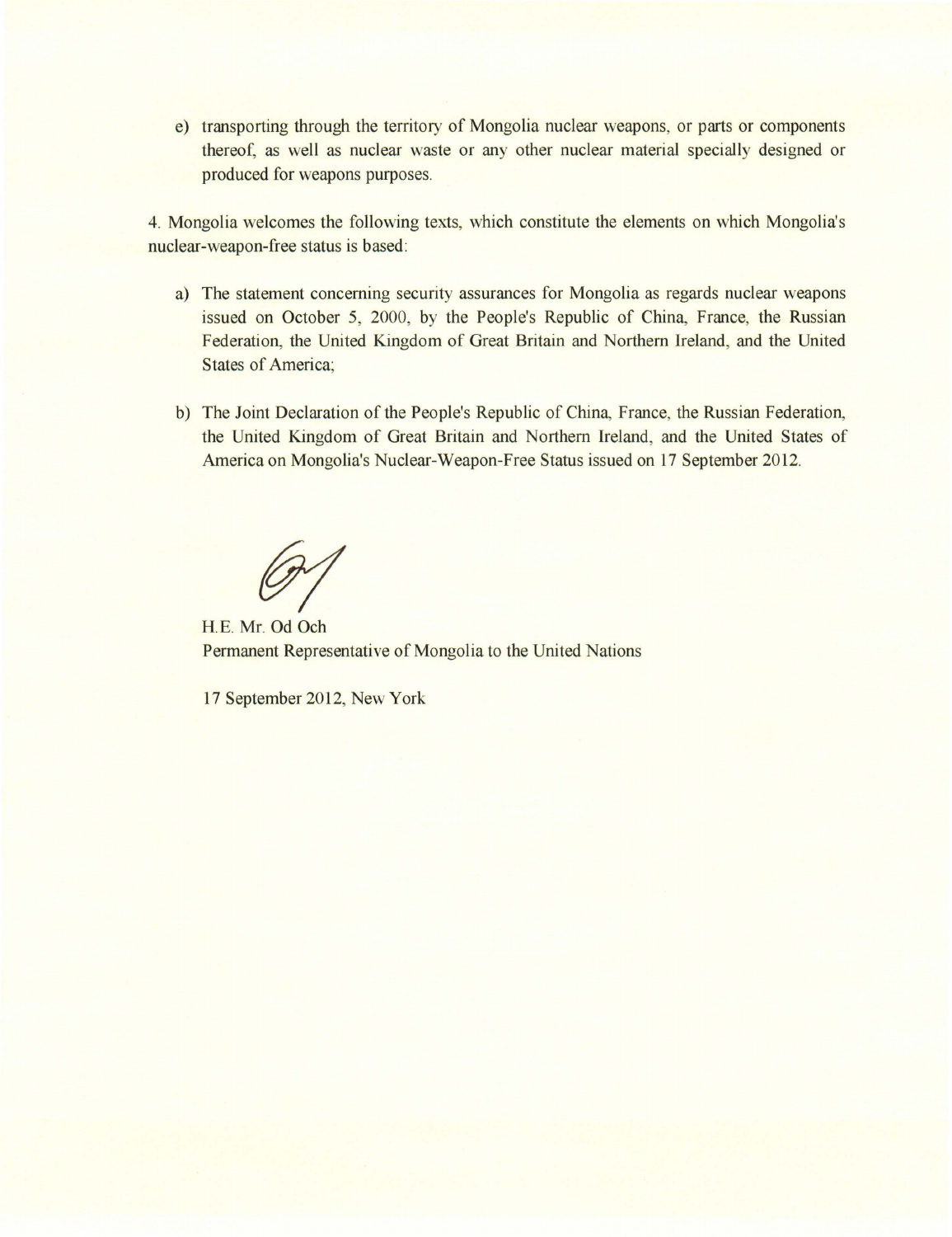e) transporting through the territory of Mongolia nuclear weapons, or parts or components thereof, as well as nuclear waste or any other nuclear material specially designed or produced for weapons purposes.

4. Mongolia welcomes the following texts, which constitute the elements on which Mongolia's nuclear-weapon-free status is based:

a) The statement concerning security assurances for Mongolia as regards nuclear weapons issued on October 5, 2000, by the People's Republic of China, France, the Russian Federation, the United Kingdom of Great Britain and Northern Ireland, and the United States of America;

b) The Joint Declaration of the People's Republic of China, France, the Russian Federation, the United Kingdom of Great Britain and Northern Ireland, and the United States of America on Mongolia's Nuclear-Weapon-Free Status issued on 17 September 2012.

H.E. Mr. Od Och
Permanent Representative of Mongolia to the United Nations

17 September 2012, New York